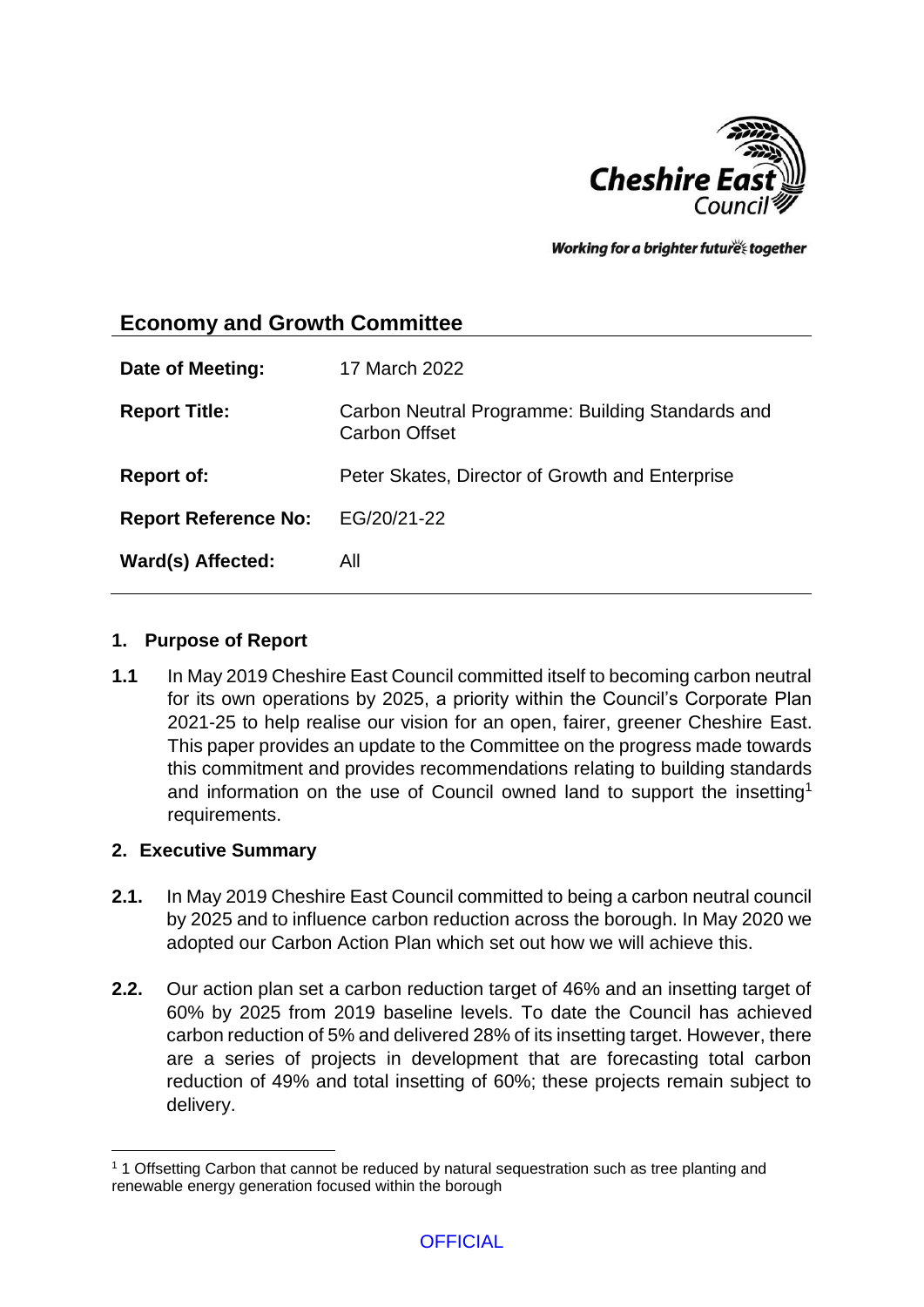Cheshire East Council

*Working for a brighter future together*

## Economy and Growth Committee

| | |
|---|---|
| **Date of Meeting:** | 17 March 2022 |
| **Report Title:** | Carbon Neutral Programme: Building Standards and Carbon Offset |
| **Report of:** | Peter Skates, Director of Growth and Enterprise |
| **Report Reference No:** | EG/20/21-22 |
| **Ward(s) Affected:** | All |

### 1. Purpose of Report

**1.1** In May 2019 Cheshire East Council committed itself to becoming carbon neutral for its own operations by 2025, a priority within the Council's Corporate Plan 2021-25 to help realise our vision for an open, fairer, greener Cheshire East. This paper provides an update to the Committee on the progress made towards this commitment and provides recommendations relating to building standards and information on the use of Council owned land to support the insetting[1] requirements.

### 2. Executive Summary

**2.1.** In May 2019 Cheshire East Council committed to being a carbon neutral council by 2025 and to influence carbon reduction across the borough. In May 2020 we adopted our Carbon Action Plan which set out how we will achieve this.

**2.2.** Our action plan set a carbon reduction target of 46% and an insetting target of 60% by 2025 from 2019 baseline levels. To date the Council has achieved carbon reduction of 5% and delivered 28% of its insetting target. However, there are a series of projects in development that are forecasting total carbon reduction of 49% and total insetting of 60%; these projects remain subject to delivery.

---

[1] 1 Offsetting Carbon that cannot be reduced by natural sequestration such as tree planting and renewable energy generation focused within the borough

OFFICIAL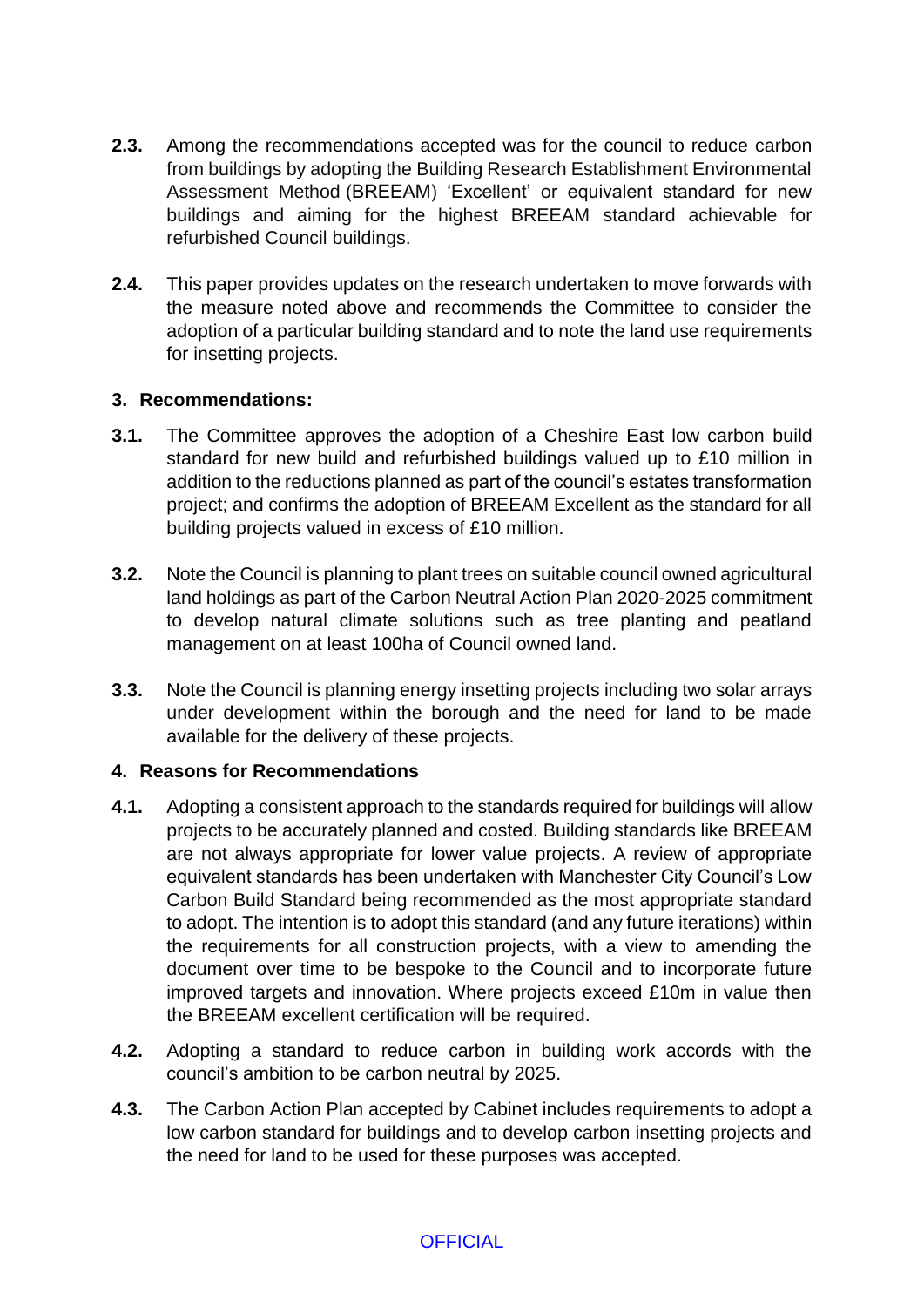**2.3.** Among the recommendations accepted was for the council to reduce carbon from buildings by adopting the Building Research Establishment Environmental Assessment Method (BREEAM) 'Excellent' or equivalent standard for new buildings and aiming for the highest BREEAM standard achievable for refurbished Council buildings.

**2.4.** This paper provides updates on the research undertaken to move forwards with the measure noted above and recommends the Committee to consider the adoption of a particular building standard and to note the land use requirements for insetting projects.

## 3. Recommendations:

**3.1.** The Committee approves the adoption of a Cheshire East low carbon build standard for new build and refurbished buildings valued up to £10 million in addition to the reductions planned as part of the council's estates transformation project; and confirms the adoption of BREEAM Excellent as the standard for all building projects valued in excess of £10 million.

**3.2.** Note the Council is planning to plant trees on suitable council owned agricultural land holdings as part of the Carbon Neutral Action Plan 2020-2025 commitment to develop natural climate solutions such as tree planting and peatland management on at least 100ha of Council owned land.

**3.3.** Note the Council is planning energy insetting projects including two solar arrays under development within the borough and the need for land to be made available for the delivery of these projects.

## 4. Reasons for Recommendations

**4.1.** Adopting a consistent approach to the standards required for buildings will allow projects to be accurately planned and costed. Building standards like BREEAM are not always appropriate for lower value projects. A review of appropriate equivalent standards has been undertaken with Manchester City Council's Low Carbon Build Standard being recommended as the most appropriate standard to adopt. The intention is to adopt this standard (and any future iterations) within the requirements for all construction projects, with a view to amending the document over time to be bespoke to the Council and to incorporate future improved targets and innovation. Where projects exceed £10m in value then the BREEAM excellent certification will be required.

**4.2.** Adopting a standard to reduce carbon in building work accords with the council's ambition to be carbon neutral by 2025.

**4.3.** The Carbon Action Plan accepted by Cabinet includes requirements to adopt a low carbon standard for buildings and to develop carbon insetting projects and the need for land to be used for these purposes was accepted.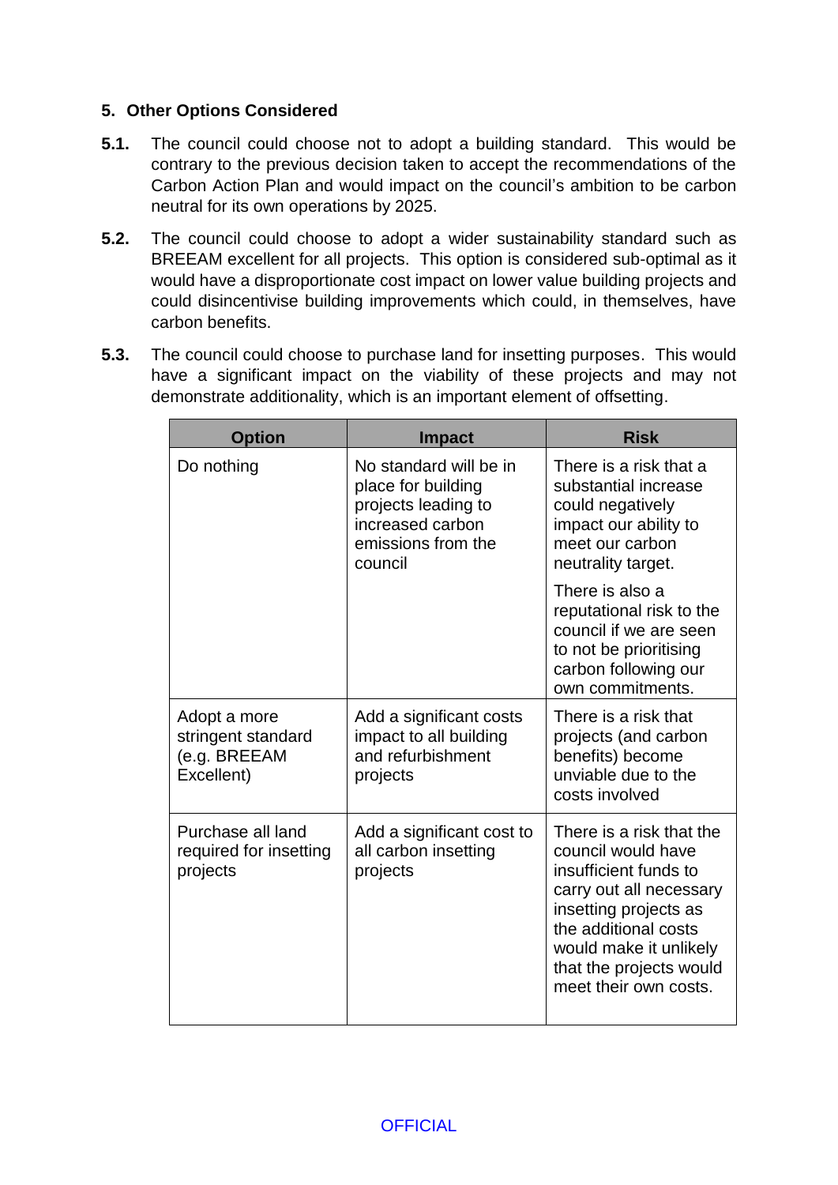## 5. Other Options Considered

**5.1.** The council could choose not to adopt a building standard. This would be contrary to the previous decision taken to accept the recommendations of the Carbon Action Plan and would impact on the council's ambition to be carbon neutral for its own operations by 2025.

**5.2.** The council could choose to adopt a wider sustainability standard such as BREEAM excellent for all projects. This option is considered sub-optimal as it would have a disproportionate cost impact on lower value building projects and could disincentivise building improvements which could, in themselves, have carbon benefits.

**5.3.** The council could choose to purchase land for insetting purposes. This would have a significant impact on the viability of these projects and may not demonstrate additionality, which is an important element of offsetting.

| Option | Impact | Risk |
|---|---|---|
| Do nothing | No standard will be in place for building projects leading to increased carbon emissions from the council | There is a risk that a substantial increase could negatively impact our ability to meet our carbon neutrality target.<br><br>There is also a reputational risk to the council if we are seen to not be prioritising carbon following our own commitments. |
| Adopt a more stringent standard (e.g. BREEAM Excellent) | Add a significant costs impact to all building and refurbishment projects | There is a risk that projects (and carbon benefits) become unviable due to the costs involved |
| Purchase all land required for insetting projects | Add a significant cost to all carbon insetting projects | There is a risk that the council would have insufficient funds to carry out all necessary insetting projects as the additional costs would make it unlikely that the projects would meet their own costs. |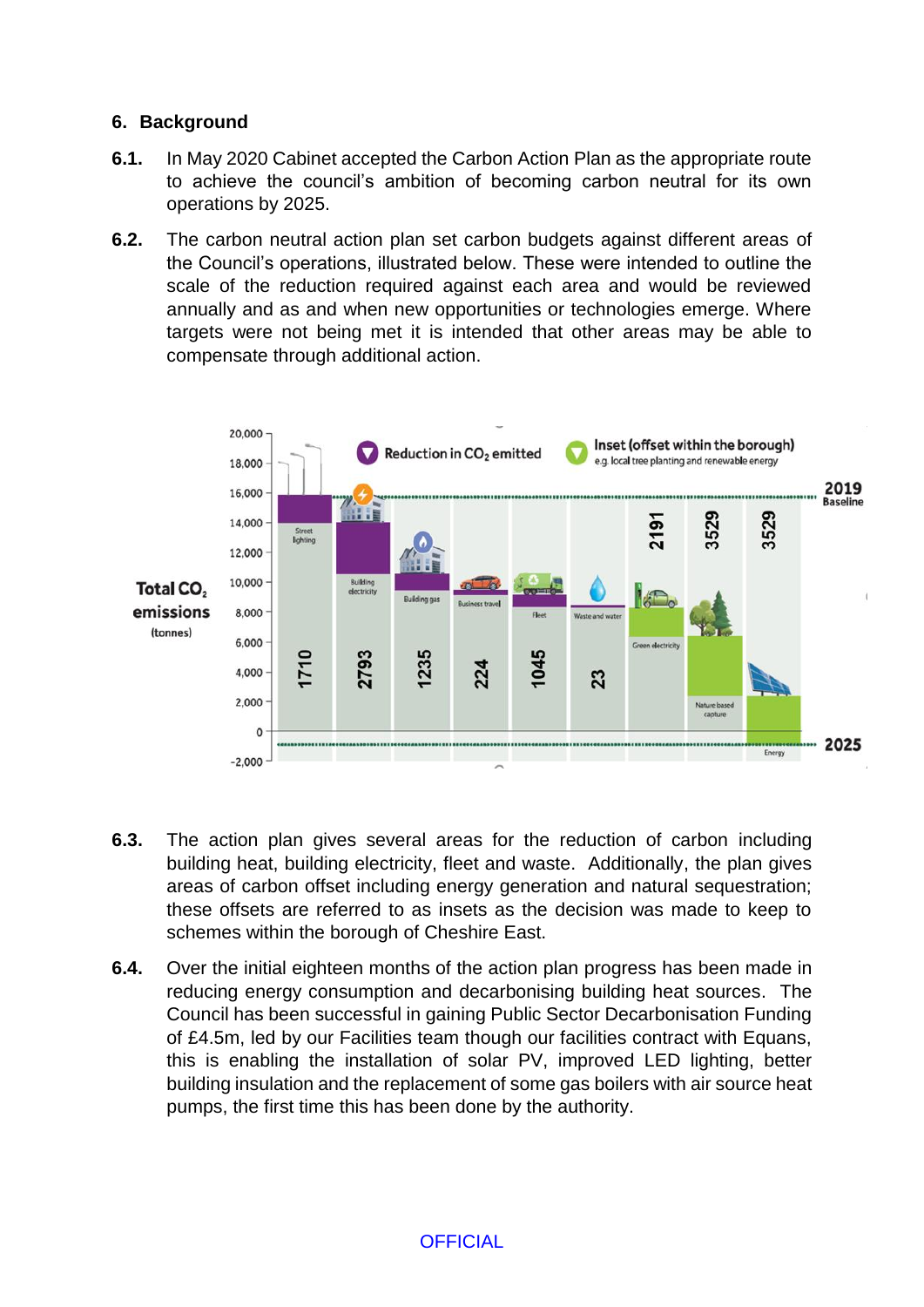## 6. Background

**6.1.** In May 2020 Cabinet accepted the Carbon Action Plan as the appropriate route to achieve the council's ambition of becoming carbon neutral for its own operations by 2025.

**6.2.** The carbon neutral action plan set carbon budgets against different areas of the Council's operations, illustrated below. These were intended to outline the scale of the reduction required against each area and would be reviewed annually and as and when new opportunities or technologies emerge. Where targets were not being met it is intended that other areas may be able to compensate through additional action.

**6.3.** The action plan gives several areas for the reduction of carbon including building heat, building electricity, fleet and waste. Additionally, the plan gives areas of carbon offset including energy generation and natural sequestration; these offsets are referred to as insets as the decision was made to keep to schemes within the borough of Cheshire East.

**6.4.** Over the initial eighteen months of the action plan progress has been made in reducing energy consumption and decarbonising building heat sources. The Council has been successful in gaining Public Sector Decarbonisation Funding of £4.5m, led by our Facilities team though our facilities contract with Equans, this is enabling the installation of solar PV, improved LED lighting, better building insulation and the replacement of some gas boilers with air source heat pumps, the first time this has been done by the authority.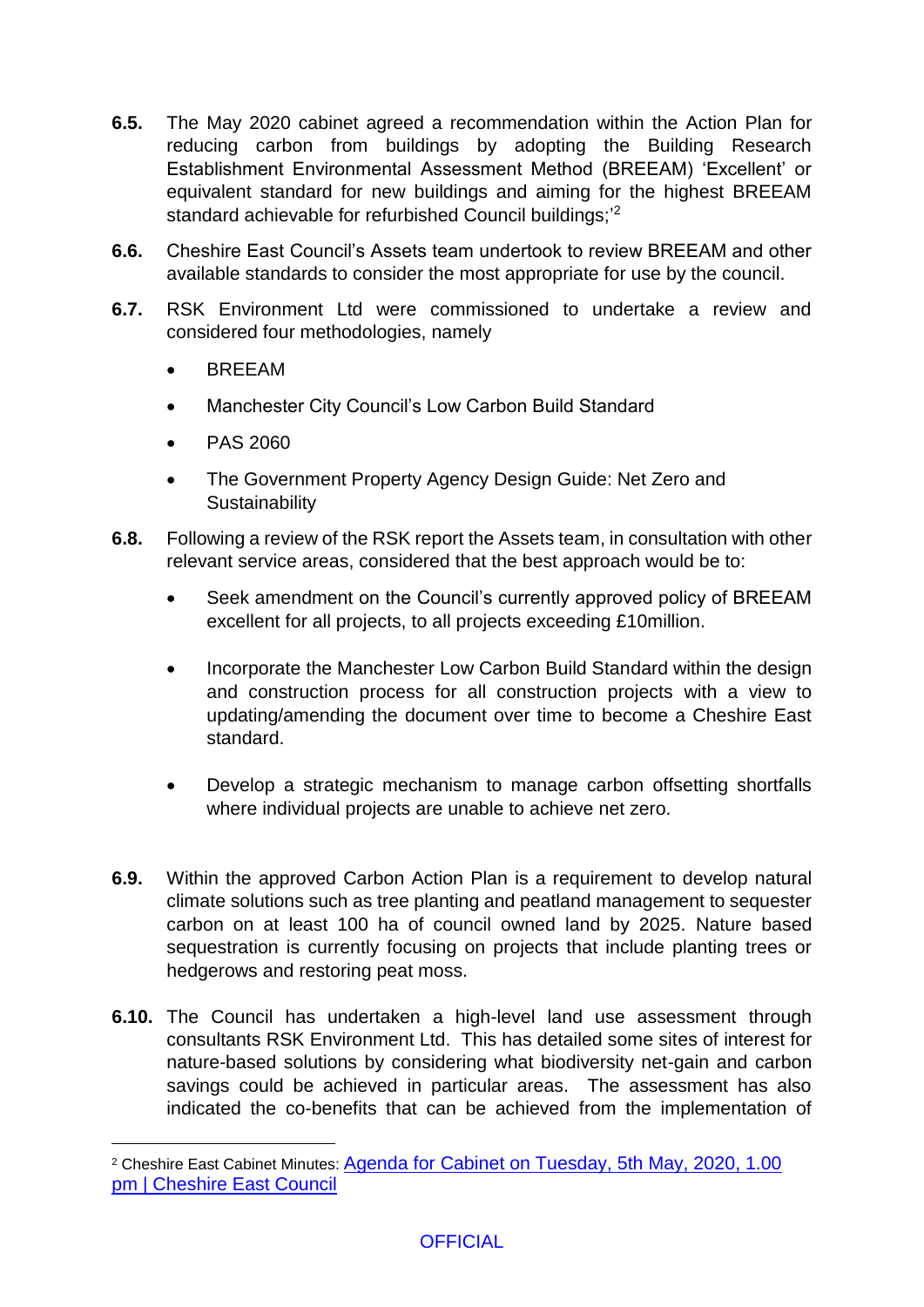**6.5.** The May 2020 cabinet agreed a recommendation within the Action Plan for reducing carbon from buildings by adopting the Building Research Establishment Environmental Assessment Method (BREEAM) 'Excellent' or equivalent standard for new buildings and aiming for the highest BREEAM standard achievable for refurbished Council buildings;'[2]

**6.6.** Cheshire East Council's Assets team undertook to review BREEAM and other available standards to consider the most appropriate for use by the council.

**6.7.** RSK Environment Ltd were commissioned to undertake a review and considered four methodologies, namely

- BREEAM
- Manchester City Council's Low Carbon Build Standard
- PAS 2060
- The Government Property Agency Design Guide: Net Zero and Sustainability

**6.8.** Following a review of the RSK report the Assets team, in consultation with other relevant service areas, considered that the best approach would be to:

- Seek amendment on the Council's currently approved policy of BREEAM excellent for all projects, to all projects exceeding £10million.
- Incorporate the Manchester Low Carbon Build Standard within the design and construction process for all construction projects with a view to updating/amending the document over time to become a Cheshire East standard.
- Develop a strategic mechanism to manage carbon offsetting shortfalls where individual projects are unable to achieve net zero.

**6.9.** Within the approved Carbon Action Plan is a requirement to develop natural climate solutions such as tree planting and peatland management to sequester carbon on at least 100 ha of council owned land by 2025. Nature based sequestration is currently focusing on projects that include planting trees or hedgerows and restoring peat moss.

**6.10.** The Council has undertaken a high-level land use assessment through consultants RSK Environment Ltd. This has detailed some sites of interest for nature-based solutions by considering what biodiversity net-gain and carbon savings could be achieved in particular areas. The assessment has also indicated the co-benefits that can be achieved from the implementation of

---

[2] Cheshire East Cabinet Minutes: [Agenda for Cabinet on Tuesday, 5th May, 2020, 1.00 pm | Cheshire East Council]

OFFICIAL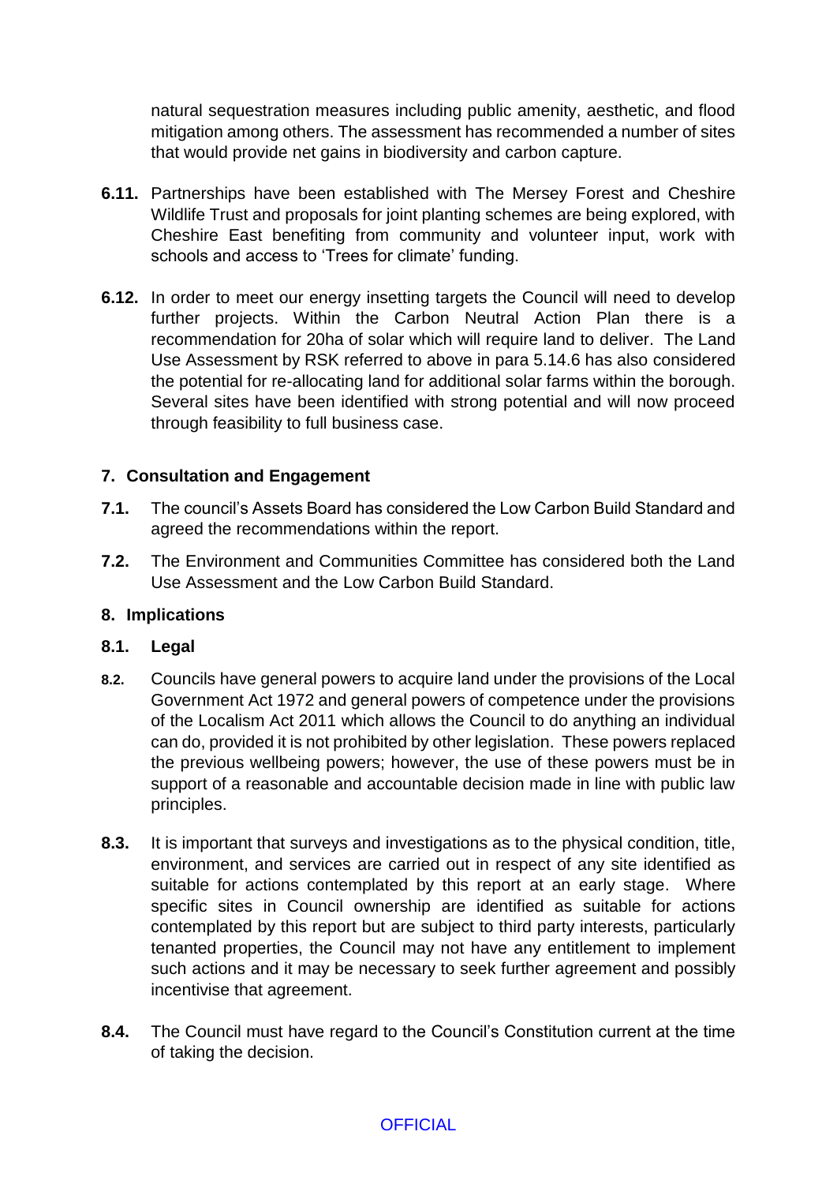natural sequestration measures including public amenity, aesthetic, and flood mitigation among others. The assessment has recommended a number of sites that would provide net gains in biodiversity and carbon capture.

**6.11.** Partnerships have been established with The Mersey Forest and Cheshire Wildlife Trust and proposals for joint planting schemes are being explored, with Cheshire East benefiting from community and volunteer input, work with schools and access to 'Trees for climate' funding.

**6.12.** In order to meet our energy insetting targets the Council will need to develop further projects. Within the Carbon Neutral Action Plan there is a recommendation for 20ha of solar which will require land to deliver. The Land Use Assessment by RSK referred to above in para 5.14.6 has also considered the potential for re-allocating land for additional solar farms within the borough. Several sites have been identified with strong potential and will now proceed through feasibility to full business case.

## 7. Consultation and Engagement

**7.1.** The council's Assets Board has considered the Low Carbon Build Standard and agreed the recommendations within the report.

**7.2.** The Environment and Communities Committee has considered both the Land Use Assessment and the Low Carbon Build Standard.

## 8. Implications

### 8.1. Legal

**8.2.** Councils have general powers to acquire land under the provisions of the Local Government Act 1972 and general powers of competence under the provisions of the Localism Act 2011 which allows the Council to do anything an individual can do, provided it is not prohibited by other legislation. These powers replaced the previous wellbeing powers; however, the use of these powers must be in support of a reasonable and accountable decision made in line with public law principles.

**8.3.** It is important that surveys and investigations as to the physical condition, title, environment, and services are carried out in respect of any site identified as suitable for actions contemplated by this report at an early stage. Where specific sites in Council ownership are identified as suitable for actions contemplated by this report but are subject to third party interests, particularly tenanted properties, the Council may not have any entitlement to implement such actions and it may be necessary to seek further agreement and possibly incentivise that agreement.

**8.4.** The Council must have regard to the Council's Constitution current at the time of taking the decision.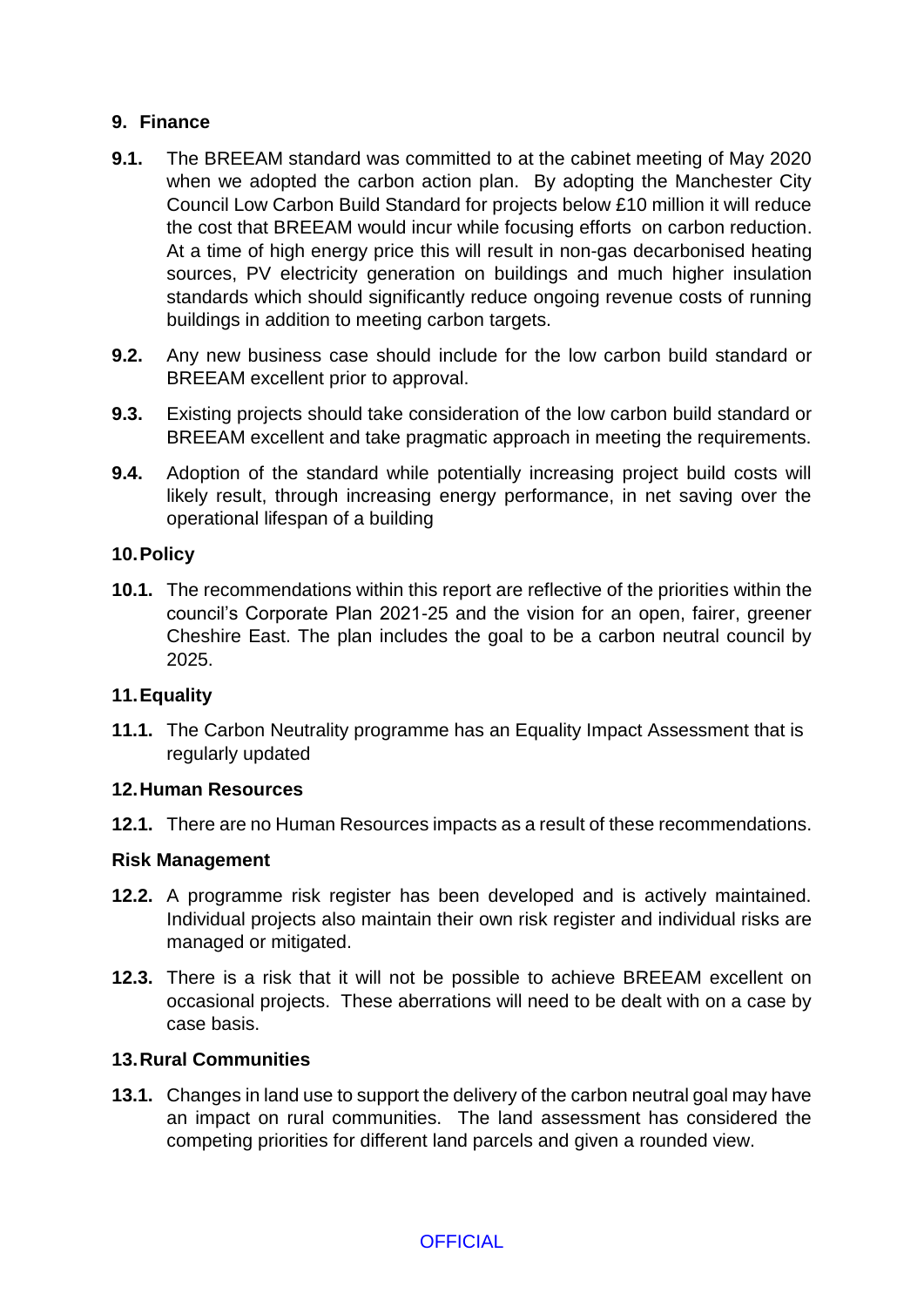## 9. Finance

**9.1.** The BREEAM standard was committed to at the cabinet meeting of May 2020 when we adopted the carbon action plan. By adopting the Manchester City Council Low Carbon Build Standard for projects below £10 million it will reduce the cost that BREEAM would incur while focusing efforts on carbon reduction. At a time of high energy price this will result in non-gas decarbonised heating sources, PV electricity generation on buildings and much higher insulation standards which should significantly reduce ongoing revenue costs of running buildings in addition to meeting carbon targets.

**9.2.** Any new business case should include for the low carbon build standard or BREEAM excellent prior to approval.

**9.3.** Existing projects should take consideration of the low carbon build standard or BREEAM excellent and take pragmatic approach in meeting the requirements.

**9.4.** Adoption of the standard while potentially increasing project build costs will likely result, through increasing energy performance, in net saving over the operational lifespan of a building

## 10. Policy

**10.1.** The recommendations within this report are reflective of the priorities within the council's Corporate Plan 2021-25 and the vision for an open, fairer, greener Cheshire East. The plan includes the goal to be a carbon neutral council by 2025.

## 11. Equality

**11.1.** The Carbon Neutrality programme has an Equality Impact Assessment that is regularly updated

## 12. Human Resources

**12.1.** There are no Human Resources impacts as a result of these recommendations.

### Risk Management

**12.2.** A programme risk register has been developed and is actively maintained. Individual projects also maintain their own risk register and individual risks are managed or mitigated.

**12.3.** There is a risk that it will not be possible to achieve BREEAM excellent on occasional projects. These aberrations will need to be dealt with on a case by case basis.

## 13. Rural Communities

**13.1.** Changes in land use to support the delivery of the carbon neutral goal may have an impact on rural communities. The land assessment has considered the competing priorities for different land parcels and given a rounded view.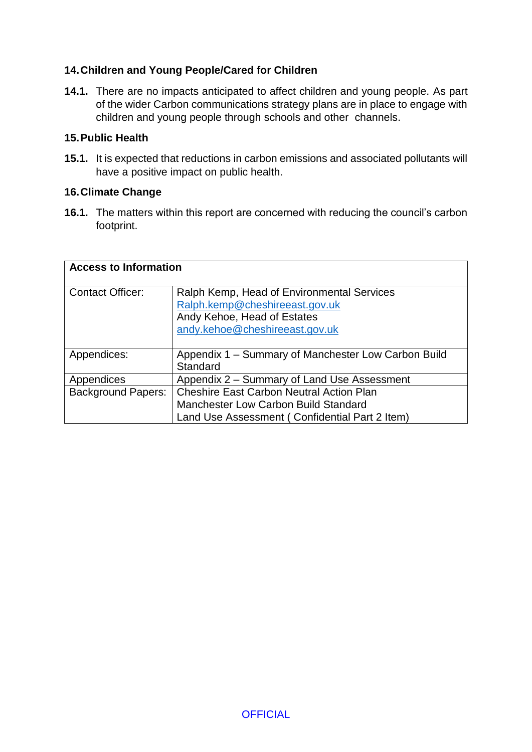## 14. Children and Young People/Cared for Children

**14.1.** There are no impacts anticipated to affect children and young people. As part of the wider Carbon communications strategy plans are in place to engage with children and young people through schools and other channels.

## 15. Public Health

**15.1.** It is expected that reductions in carbon emissions and associated pollutants will have a positive impact on public health.

## 16. Climate Change

**16.1.** The matters within this report are concerned with reducing the council's carbon footprint.

| **Access to Information** | |
|---|---|
| Contact Officer: | Ralph Kemp, Head of Environmental Services<br>Ralph.kemp@cheshireeast.gov.uk<br>Andy Kehoe, Head of Estates<br>andy.kehoe@cheshireeast.gov.uk |
| Appendices: | Appendix 1 – Summary of Manchester Low Carbon Build Standard |
| Appendices | Appendix 2 – Summary of Land Use Assessment |
| Background Papers: | Cheshire East Carbon Neutral Action Plan<br>Manchester Low Carbon Build Standard<br>Land Use Assessment ( Confidential Part 2 Item) |

OFFICIAL